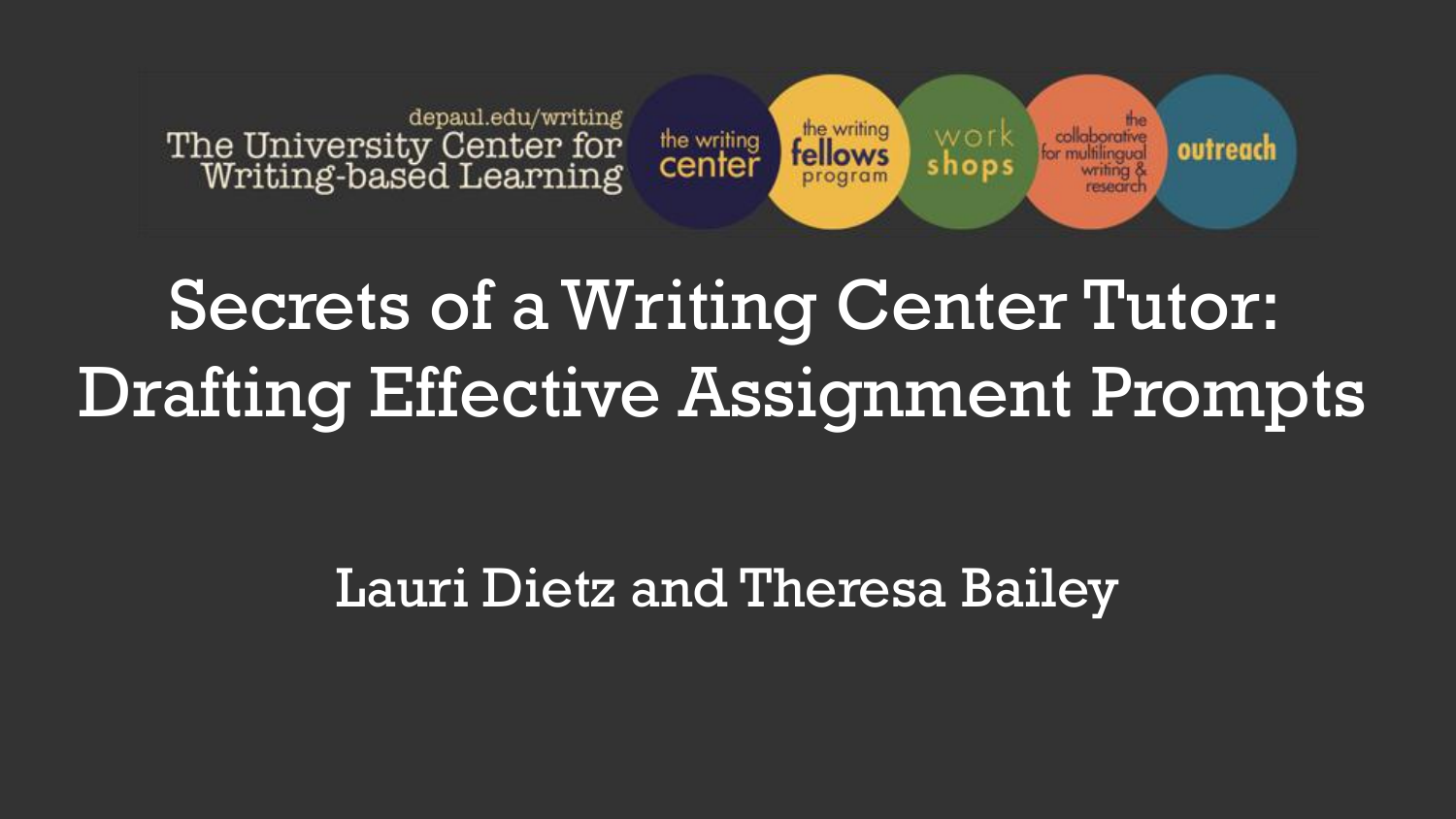depaul.edu/writing
The University Center for Writing-based Learning

the writing center | the writing fellows program | workshops | the collaborative for multilingual writing & research | outreach

# Secrets of a Writing Center Tutor: Drafting Effective Assignment Prompts

Lauri Dietz and Theresa Bailey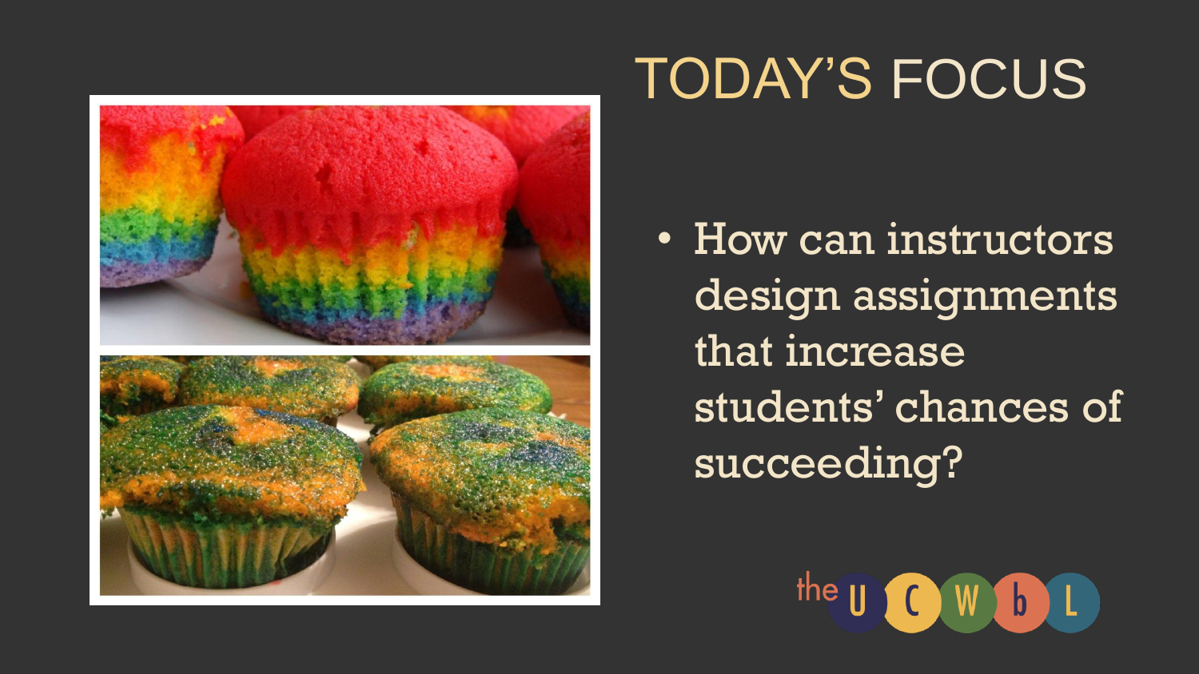# TODAY'S FOCUS

- How can instructors design assignments that increase students' chances of succeeding?

the UCWbL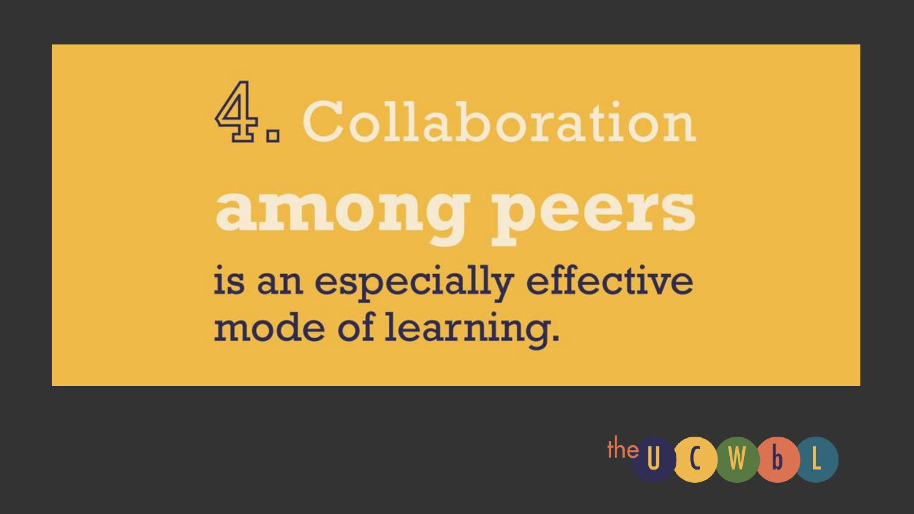# 4. Collaboration among peers

is an especially effective mode of learning.

the U C W b L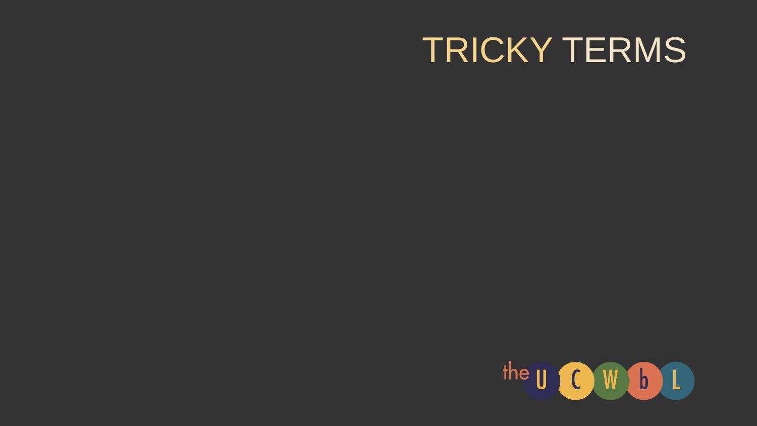# TRICKY TERMS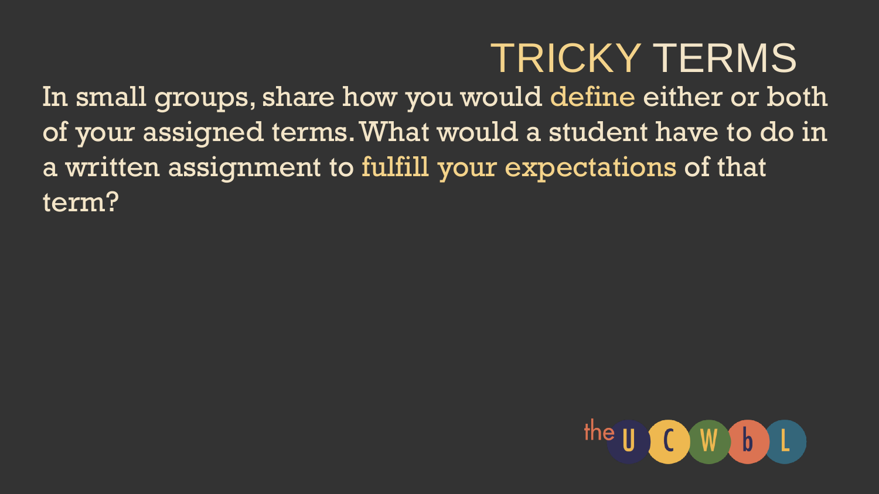# TRICKY TERMS

In small groups, share how you would define either or both of your assigned terms. What would a student have to do in a written assignment to fulfill your expectations of that term?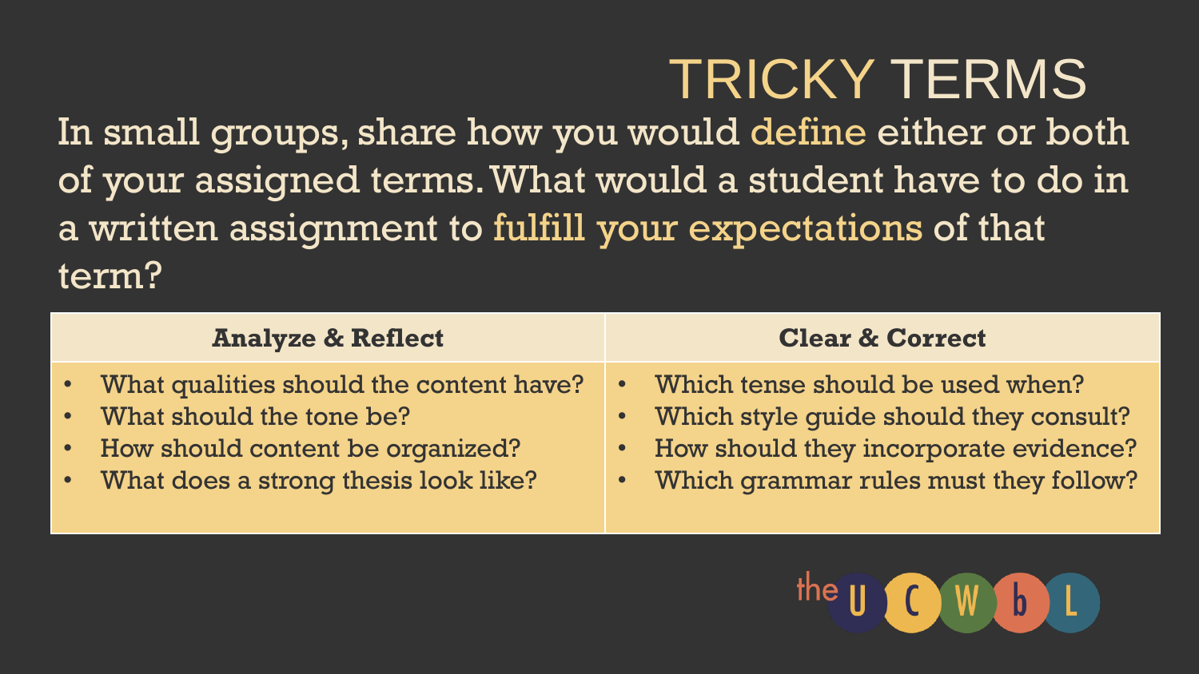# TRICKY TERMS

In small groups, share how you would define either or both of your assigned terms. What would a student have to do in a written assignment to fulfill your expectations of that term?

| Analyze & Reflect | Clear & Correct |
| --- | --- |
| • What qualities should the content have?<br>• What should the tone be?<br>• How should content be organized?<br>• What does a strong thesis look like? | • Which tense should be used when?<br>• Which style guide should they consult?<br>• How should they incorporate evidence?<br>• Which grammar rules must they follow? |

the UCWbL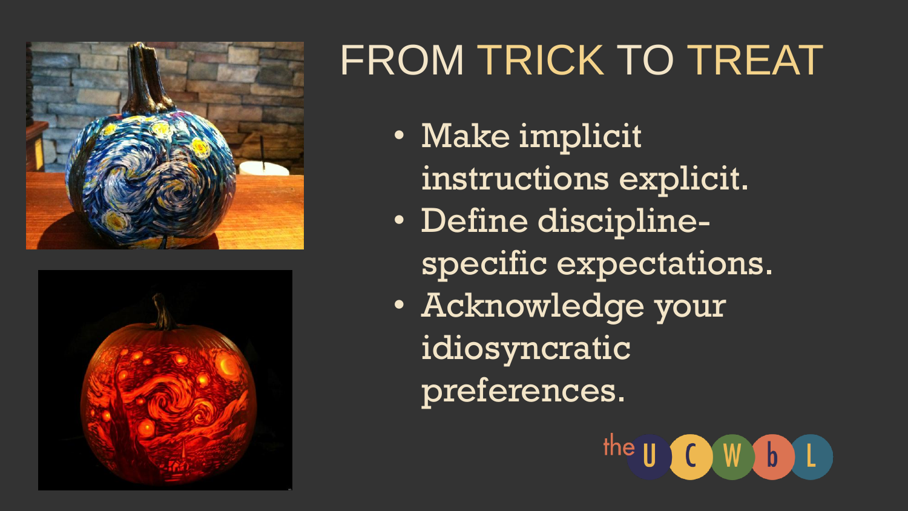# FROM TRICK TO TREAT

- Make implicit instructions explicit.
- Define discipline-specific expectations.
- Acknowledge your idiosyncratic preferences.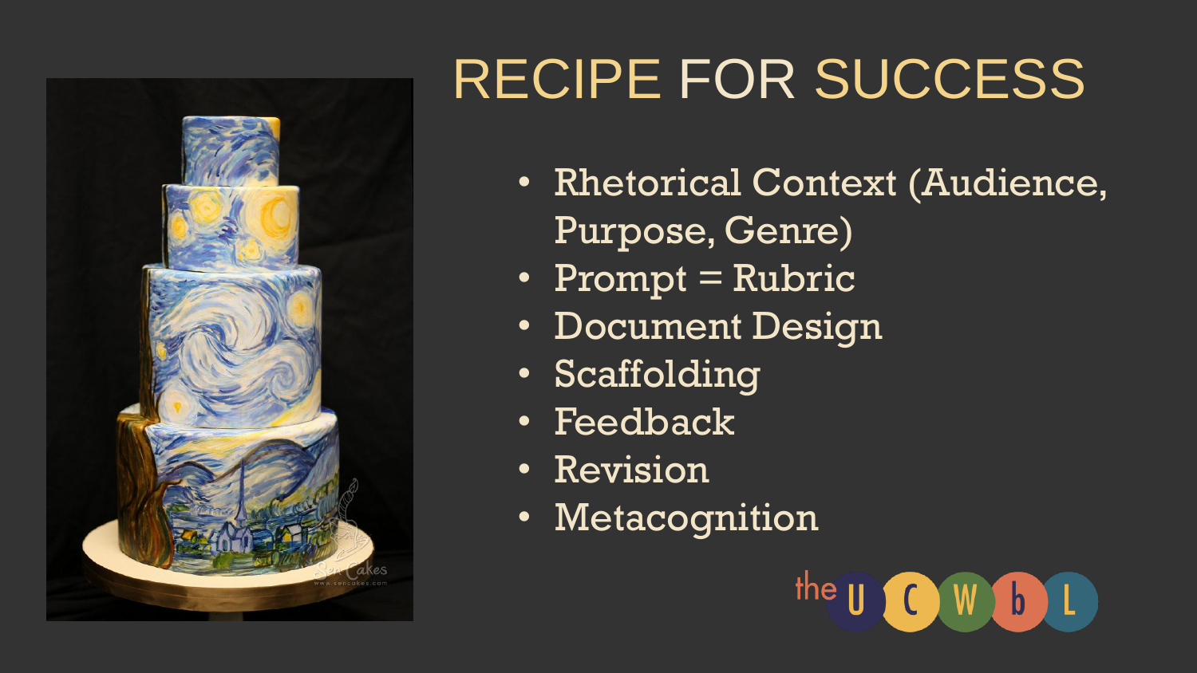# RECIPE FOR SUCCESS

- Rhetorical Context (Audience, Purpose, Genre)
- Prompt = Rubric
- Document Design
- Scaffolding
- Feedback
- Revision
- Metacognition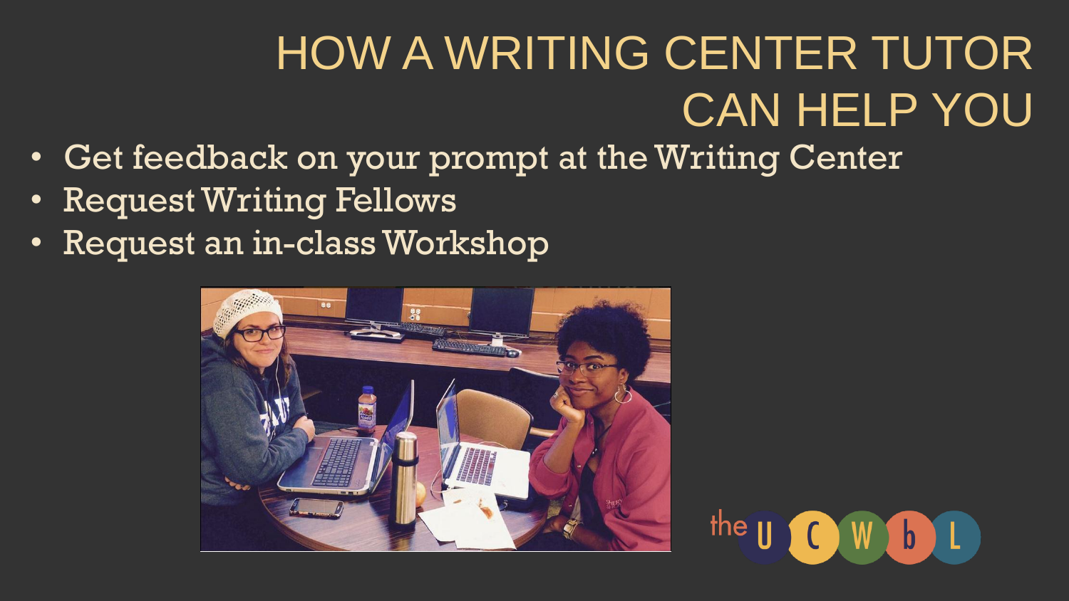# HOW A WRITING CENTER TUTOR CAN HELP YOU

- Get feedback on your prompt at the Writing Center
- Request Writing Fellows
- Request an in-class Workshop